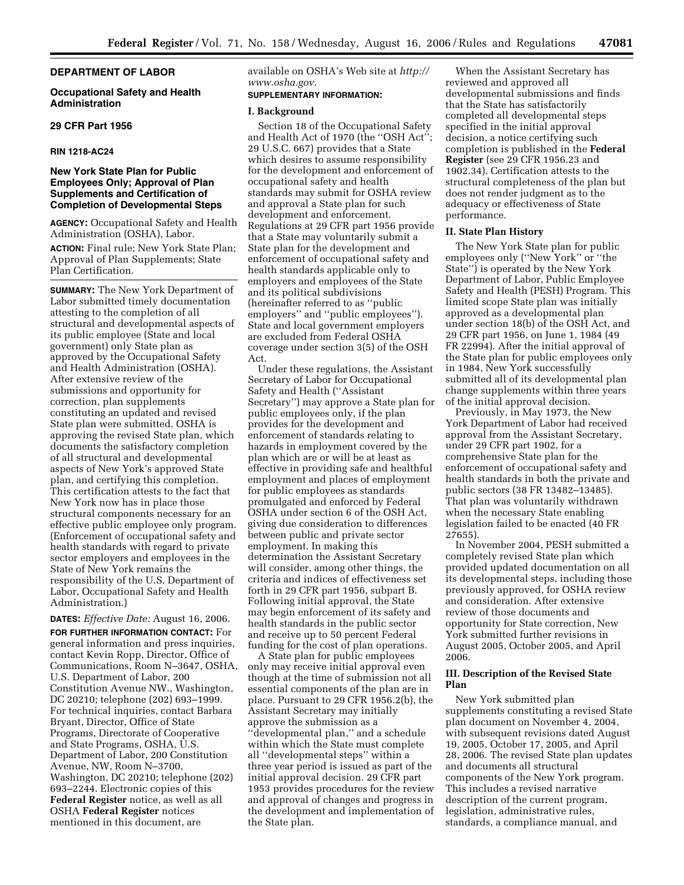**DEPARTMENT OF LABOR**

**Occupational Safety and Health Administration**

**29 CFR Part 1956**

**RIN 1218-AC24**

## New York State Plan for Public Employees Only; Approval of Plan Supplements and Certification of Completion of Developmental Steps

**AGENCY:** Occupational Safety and Health Administration (OSHA), Labor.

**ACTION:** Final rule; New York State Plan; Approval of Plan Supplements; State Plan Certification.

**SUMMARY:** The New York Department of Labor submitted timely documentation attesting to the completion of all structural and developmental aspects of its public employee (State and local government) only State plan as approved by the Occupational Safety and Health Administration (OSHA). After extensive review of the submissions and opportunity for correction, plan supplements constituting an updated and revised State plan were submitted. OSHA is approving the revised State plan, which documents the satisfactory completion of all structural and developmental aspects of New York's approved State plan, and certifying this completion. This certification attests to the fact that New York now has in place those structural components necessary for an effective public employee only program. (Enforcement of occupational safety and health standards with regard to private sector employers and employees in the State of New York remains the responsibility of the U.S. Department of Labor, Occupational Safety and Health Administration.)

**DATES:** *Effective Date:* August 16, 2006.

**FOR FURTHER INFORMATION CONTACT:** For general information and press inquiries, contact Kevin Ropp, Director, Office of Communications, Room N–3647, OSHA, U.S. Department of Labor, 200 Constitution Avenue NW., Washington, DC 20210; telephone (202) 693–1999. For technical inquiries, contact Barbara Bryant, Director, Office of State Programs, Directorate of Cooperative and State Programs, OSHA, U.S. Department of Labor, 200 Constitution Avenue, NW, Room N–3700, Washington, DC 20210; telephone (202) 693–2244. Electronic copies of this **Federal Register** notice, as well as all OSHA **Federal Register** notices mentioned in this document, are available on OSHA's Web site at *http://www.osha.gov.*

**SUPPLEMENTARY INFORMATION:**

### I. Background

Section 18 of the Occupational Safety and Health Act of 1970 (the ''OSH Act''; 29 U.S.C. 667) provides that a State which desires to assume responsibility for the development and enforcement of occupational safety and health standards may submit for OSHA review and approval a State plan for such development and enforcement. Regulations at 29 CFR part 1956 provide that a State may voluntarily submit a State plan for the development and enforcement of occupational safety and health standards applicable only to employers and employees of the State and its political subdivisions (hereinafter referred to as ''public employers'' and ''public employees''). State and local government employers are excluded from Federal OSHA coverage under section 3(5) of the OSH Act.

Under these regulations, the Assistant Secretary of Labor for Occupational Safety and Health (''Assistant Secretary'') may approve a State plan for public employees only, if the plan provides for the development and enforcement of standards relating to hazards in employment covered by the plan which are or will be at least as effective in providing safe and healthful employment and places of employment for public employees as standards promulgated and enforced by Federal OSHA under section 6 of the OSH Act, giving due consideration to differences between public and private sector employment. In making this determination the Assistant Secretary will consider, among other things, the criteria and indices of effectiveness set forth in 29 CFR part 1956, subpart B. Following initial approval, the State may begin enforcement of its safety and health standards in the public sector and receive up to 50 percent Federal funding for the cost of plan operations.

A State plan for public employees only may receive initial approval even though at the time of submission not all essential components of the plan are in place. Pursuant to 29 CFR 1956.2(b), the Assistant Secretary may initially approve the submission as a ''developmental plan,'' and a schedule within which the State must complete all ''developmental steps'' within a three year period is issued as part of the initial approval decision. 29 CFR part 1953 provides procedures for the review and approval of changes and progress in the development and implementation of the State plan.

When the Assistant Secretary has reviewed and approved all developmental submissions and finds that the State has satisfactorily completed all developmental steps specified in the initial approval decision, a notice certifying such completion is published in the **Federal Register** (see 29 CFR 1956.23 and 1902.34). Certification attests to the structural completeness of the plan but does not render judgment as to the adequacy or effectiveness of State performance.

### II. State Plan History

The New York State plan for public employees only (''New York'' or ''the State'') is operated by the New York Department of Labor, Public Employee Safety and Health (PESH) Program. This limited scope State plan was initially approved as a developmental plan under section 18(b) of the OSH Act, and 29 CFR part 1956, on June 1, 1984 (49 FR 22994). After the initial approval of the State plan for public employees only in 1984, New York successfully submitted all of its developmental plan change supplements within three years of the initial approval decision.

Previously, in May 1973, the New York Department of Labor had received approval from the Assistant Secretary, under 29 CFR part 1902, for a comprehensive State plan for the enforcement of occupational safety and health standards in both the private and public sectors (38 FR 13482–13485). That plan was voluntarily withdrawn when the necessary State enabling legislation failed to be enacted (40 FR 27655).

In November 2004, PESH submitted a completely revised State plan which provided updated documentation on all its developmental steps, including those previously approved, for OSHA review and consideration. After extensive review of those documents and opportunity for State correction, New York submitted further revisions in August 2005, October 2005, and April 2006.

### III. Description of the Revised State Plan

New York submitted plan supplements constituting a revised State plan document on November 4, 2004, with subsequent revisions dated August 19, 2005, October 17, 2005, and April 28, 2006. The revised State plan updates and documents all structural components of the New York program. This includes a revised narrative description of the current program, legislation, administrative rules, standards, a compliance manual, and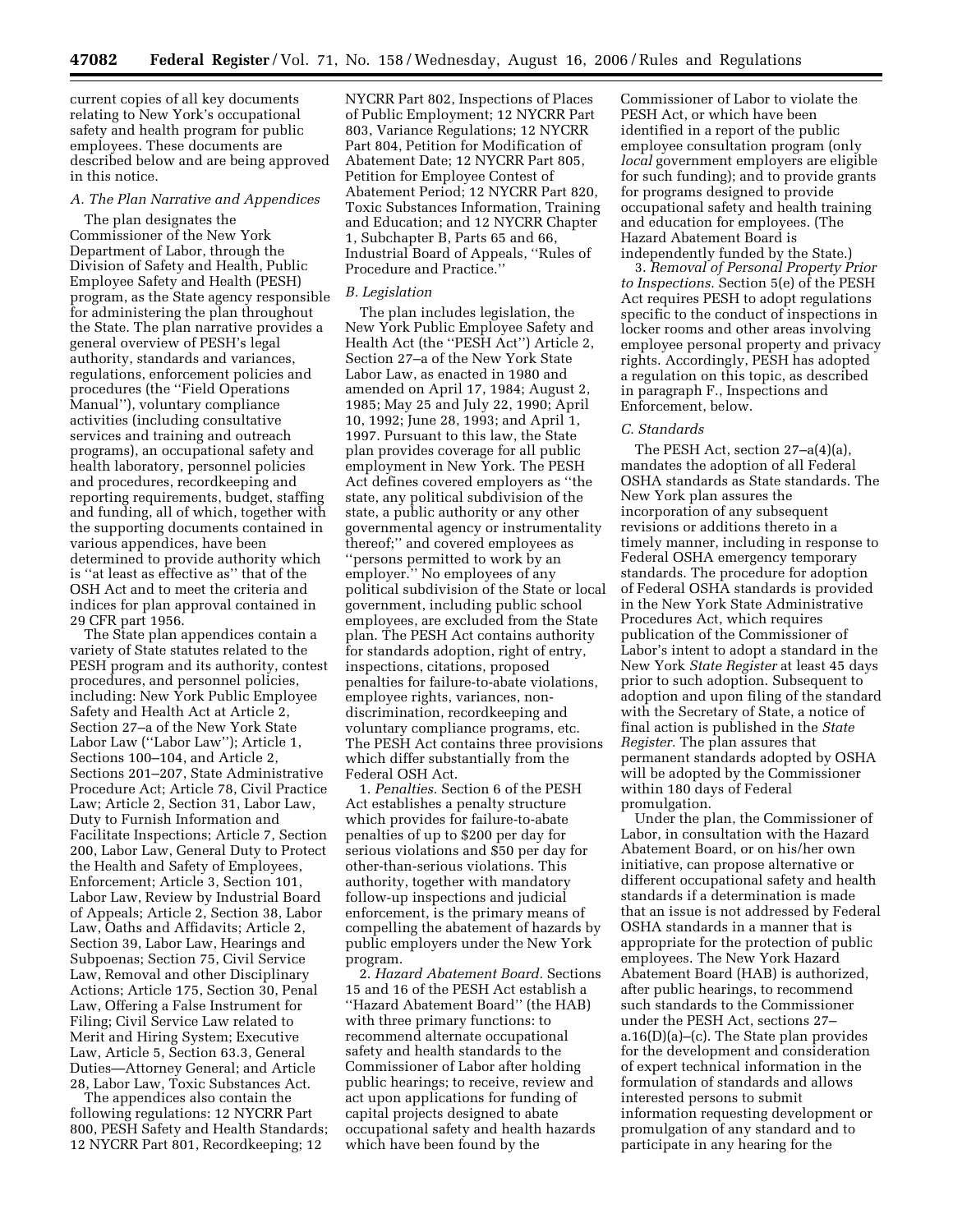current copies of all key documents relating to New York's occupational safety and health program for public employees. These documents are described below and are being approved in this notice.

### *A. The Plan Narrative and Appendices*

The plan designates the Commissioner of the New York Department of Labor, through the Division of Safety and Health, Public Employee Safety and Health (PESH) program, as the State agency responsible for administering the plan throughout the State. The plan narrative provides a general overview of PESH's legal authority, standards and variances, regulations, enforcement policies and procedures (the ''Field Operations Manual''), voluntary compliance activities (including consultative services and training and outreach programs), an occupational safety and health laboratory, personnel policies and procedures, recordkeeping and reporting requirements, budget, staffing and funding, all of which, together with the supporting documents contained in various appendices, have been determined to provide authority which is ''at least as effective as'' that of the OSH Act and to meet the criteria and indices for plan approval contained in 29 CFR part 1956.

The State plan appendices contain a variety of State statutes related to the PESH program and its authority, contest procedures, and personnel policies, including: New York Public Employee Safety and Health Act at Article 2, Section 27–a of the New York State Labor Law (''Labor Law''); Article 1, Sections 100–104, and Article 2, Sections 201–207, State Administrative Procedure Act; Article 78, Civil Practice Law; Article 2, Section 31, Labor Law, Duty to Furnish Information and Facilitate Inspections; Article 7, Section 200, Labor Law, General Duty to Protect the Health and Safety of Employees, Enforcement; Article 3, Section 101, Labor Law, Review by Industrial Board of Appeals; Article 2, Section 38, Labor Law, Oaths and Affidavits; Article 2, Section 39, Labor Law, Hearings and Subpoenas; Section 75, Civil Service Law, Removal and other Disciplinary Actions; Article 175, Section 30, Penal Law, Offering a False Instrument for Filing; Civil Service Law related to Merit and Hiring System; Executive Law, Article 5, Section 63.3, General Duties—Attorney General; and Article 28, Labor Law, Toxic Substances Act.

The appendices also contain the following regulations: 12 NYCRR Part 800, PESH Safety and Health Standards; 12 NYCRR Part 801, Recordkeeping; 12 NYCRR Part 802, Inspections of Places of Public Employment; 12 NYCRR Part 803, Variance Regulations; 12 NYCRR Part 804, Petition for Modification of Abatement Date; 12 NYCRR Part 805, Petition for Employee Contest of Abatement Period; 12 NYCRR Part 820, Toxic Substances Information, Training and Education; and 12 NYCRR Chapter 1, Subchapter B, Parts 65 and 66, Industrial Board of Appeals, ''Rules of Procedure and Practice.''

### *B. Legislation*

The plan includes legislation, the New York Public Employee Safety and Health Act (the ''PESH Act'') Article 2, Section 27–a of the New York State Labor Law, as enacted in 1980 and amended on April 17, 1984; August 2, 1985; May 25 and July 22, 1990; April 10, 1992; June 28, 1993; and April 1, 1997. Pursuant to this law, the State plan provides coverage for all public employment in New York. The PESH Act defines covered employers as ''the state, any political subdivision of the state, a public authority or any other governmental agency or instrumentality thereof;'' and covered employees as ''persons permitted to work by an employer.'' No employees of any political subdivision of the State or local government, including public school employees, are excluded from the State plan. The PESH Act contains authority for standards adoption, right of entry, inspections, citations, proposed penalties for failure-to-abate violations, employee rights, variances, non-discrimination, recordkeeping and voluntary compliance programs, etc. The PESH Act contains three provisions which differ substantially from the Federal OSH Act.

1. *Penalties.* Section 6 of the PESH Act establishes a penalty structure which provides for failure-to-abate penalties of up to $200 per day for serious violations and $50 per day for other-than-serious violations. This authority, together with mandatory follow-up inspections and judicial enforcement, is the primary means of compelling the abatement of hazards by public employers under the New York program.

2. *Hazard Abatement Board.* Sections 15 and 16 of the PESH Act establish a ''Hazard Abatement Board'' (the HAB) with three primary functions: to recommend alternate occupational safety and health standards to the Commissioner of Labor after holding public hearings; to receive, review and act upon applications for funding of capital projects designed to abate occupational safety and health hazards which have been found by the Commissioner of Labor to violate the PESH Act, or which have been identified in a report of the public employee consultation program (only *local* government employers are eligible for such funding); and to provide grants for programs designed to provide occupational safety and health training and education for employees. (The Hazard Abatement Board is independently funded by the State.)

3. *Removal of Personal Property Prior to Inspections.* Section 5(e) of the PESH Act requires PESH to adopt regulations specific to the conduct of inspections in locker rooms and other areas involving employee personal property and privacy rights. Accordingly, PESH has adopted a regulation on this topic, as described in paragraph F., Inspections and Enforcement, below.

### *C. Standards*

The PESH Act, section 27–a(4)(a), mandates the adoption of all Federal OSHA standards as State standards. The New York plan assures the incorporation of any subsequent revisions or additions thereto in a timely manner, including in response to Federal OSHA emergency temporary standards. The procedure for adoption of Federal OSHA standards is provided in the New York State Administrative Procedures Act, which requires publication of the Commissioner of Labor's intent to adopt a standard in the New York *State Register* at least 45 days prior to such adoption. Subsequent to adoption and upon filing of the standard with the Secretary of State, a notice of final action is published in the *State Register.* The plan assures that permanent standards adopted by OSHA will be adopted by the Commissioner within 180 days of Federal promulgation.

Under the plan, the Commissioner of Labor, in consultation with the Hazard Abatement Board, or on his/her own initiative, can propose alternative or different occupational safety and health standards if a determination is made that an issue is not addressed by Federal OSHA standards in a manner that is appropriate for the protection of public employees. The New York Hazard Abatement Board (HAB) is authorized, after public hearings, to recommend such standards to the Commissioner under the PESH Act, sections 27–a.16(D)(a)–(c). The State plan provides for the development and consideration of expert technical information in the formulation of standards and allows interested persons to submit information requesting development or promulgation of any standard and to participate in any hearing for the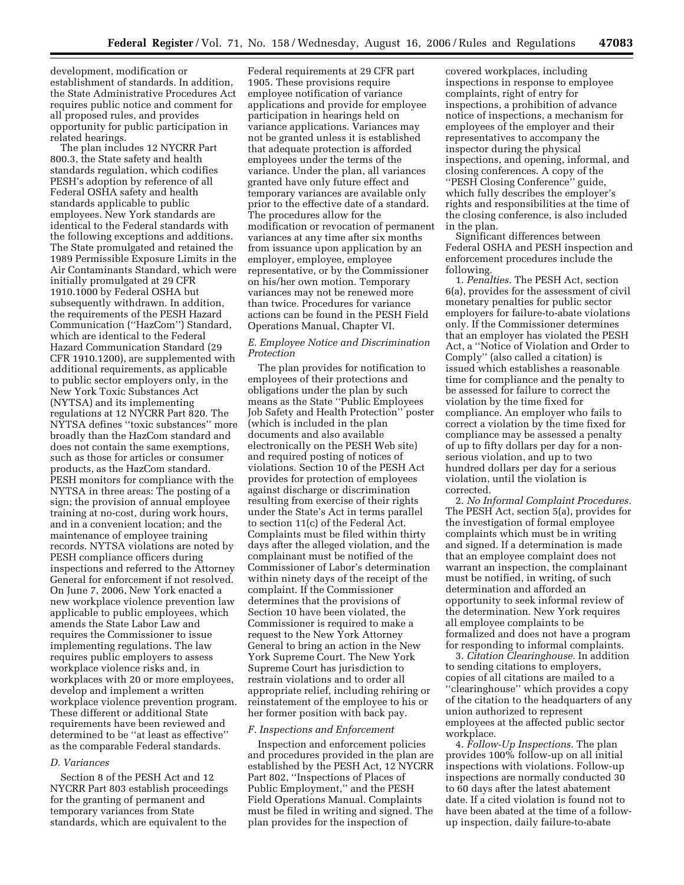development, modification or establishment of standards. In addition, the State Administrative Procedures Act requires public notice and comment for all proposed rules, and provides opportunity for public participation in related hearings.

The plan includes 12 NYCRR Part 800.3, the State safety and health standards regulation, which codifies PESH's adoption by reference of all Federal OSHA safety and health standards applicable to public employees. New York standards are identical to the Federal standards with the following exceptions and additions. The State promulgated and retained the 1989 Permissible Exposure Limits in the Air Contaminants Standard, which were initially promulgated at 29 CFR 1910.1000 by Federal OSHA but subsequently withdrawn. In addition, the requirements of the PESH Hazard Communication (''HazCom'') Standard, which are identical to the Federal Hazard Communication Standard (29 CFR 1910.1200), are supplemented with additional requirements, as applicable to public sector employers only, in the New York Toxic Substances Act (NYTSA) and its implementing regulations at 12 NYCRR Part 820. The NYTSA defines ''toxic substances'' more broadly than the HazCom standard and does not contain the same exemptions, such as those for articles or consumer products, as the HazCom standard. PESH monitors for compliance with the NYTSA in three areas: The posting of a sign; the provision of annual employee training at no-cost, during work hours, and in a convenient location; and the maintenance of employee training records. NYTSA violations are noted by PESH compliance officers during inspections and referred to the Attorney General for enforcement if not resolved. On June 7, 2006, New York enacted a new workplace violence prevention law applicable to public employees, which amends the State Labor Law and requires the Commissioner to issue implementing regulations. The law requires public employers to assess workplace violence risks and, in workplaces with 20 or more employees, develop and implement a written workplace violence prevention program. These different or additional State requirements have been reviewed and determined to be ''at least as effective'' as the comparable Federal standards.

### *D. Variances*

Section 8 of the PESH Act and 12 NYCRR Part 803 establish proceedings for the granting of permanent and temporary variances from State standards, which are equivalent to the Federal requirements at 29 CFR part 1905. These provisions require employee notification of variance applications and provide for employee participation in hearings held on variance applications. Variances may not be granted unless it is established that adequate protection is afforded employees under the terms of the variance. Under the plan, all variances granted have only future effect and temporary variances are available only prior to the effective date of a standard. The procedures allow for the modification or revocation of permanent variances at any time after six months from issuance upon application by an employer, employee, employee representative, or by the Commissioner on his/her own motion. Temporary variances may not be renewed more than twice. Procedures for variance actions can be found in the PESH Field Operations Manual, Chapter VI.

### *E. Employee Notice and Discrimination Protection*

The plan provides for notification to employees of their protections and obligations under the plan by such means as the State ''Public Employees Job Safety and Health Protection'' poster (which is included in the plan documents and also available electronically on the PESH Web site) and required posting of notices of violations. Section 10 of the PESH Act provides for protection of employees against discharge or discrimination resulting from exercise of their rights under the State's Act in terms parallel to section 11(c) of the Federal Act. Complaints must be filed within thirty days after the alleged violation, and the complainant must be notified of the Commissioner of Labor's determination within ninety days of the receipt of the complaint. If the Commissioner determines that the provisions of Section 10 have been violated, the Commissioner is required to make a request to the New York Attorney General to bring an action in the New York Supreme Court. The New York Supreme Court has jurisdiction to restrain violations and to order all appropriate relief, including rehiring or reinstatement of the employee to his or her former position with back pay.

### *F. Inspections and Enforcement*

Inspection and enforcement policies and procedures provided in the plan are established by the PESH Act, 12 NYCRR Part 802, ''Inspections of Places of Public Employment,'' and the PESH Field Operations Manual. Complaints must be filed in writing and signed. The plan provides for the inspection of covered workplaces, including inspections in response to employee complaints, right of entry for inspections, a prohibition of advance notice of inspections, a mechanism for employees of the employer and their representatives to accompany the inspector during the physical inspections, and opening, informal, and closing conferences. A copy of the ''PESH Closing Conference'' guide, which fully describes the employer's rights and responsibilities at the time of the closing conference, is also included in the plan.

Significant differences between Federal OSHA and PESH inspection and enforcement procedures include the following.

1. *Penalties.* The PESH Act, section 6(a), provides for the assessment of civil monetary penalties for public sector employers for failure-to-abate violations only. If the Commissioner determines that an employer has violated the PESH Act, a ''Notice of Violation and Order to Comply'' (also called a citation) is issued which establishes a reasonable time for compliance and the penalty to be assessed for failure to correct the violation by the time fixed for compliance. An employer who fails to correct a violation by the time fixed for compliance may be assessed a penalty of up to fifty dollars per day for a non-serious violation, and up to two hundred dollars per day for a serious violation, until the violation is corrected.

2. *No Informal Complaint Procedures.* The PESH Act, section 5(a), provides for the investigation of formal employee complaints which must be in writing and signed. If a determination is made that an employee complaint does not warrant an inspection, the complainant must be notified, in writing, of such determination and afforded an opportunity to seek informal review of the determination. New York requires all employee complaints to be formalized and does not have a program for responding to informal complaints.

3. *Citation Clearinghouse.* In addition to sending citations to employers, copies of all citations are mailed to a ''clearinghouse'' which provides a copy of the citation to the headquarters of any union authorized to represent employees at the affected public sector workplace.

4. *Follow-Up Inspections.* The plan provides 100% follow-up on all initial inspections with violations. Follow-up inspections are normally conducted 30 to 60 days after the latest abatement date. If a cited violation is found not to have been abated at the time of a follow-up inspection, daily failure-to-abate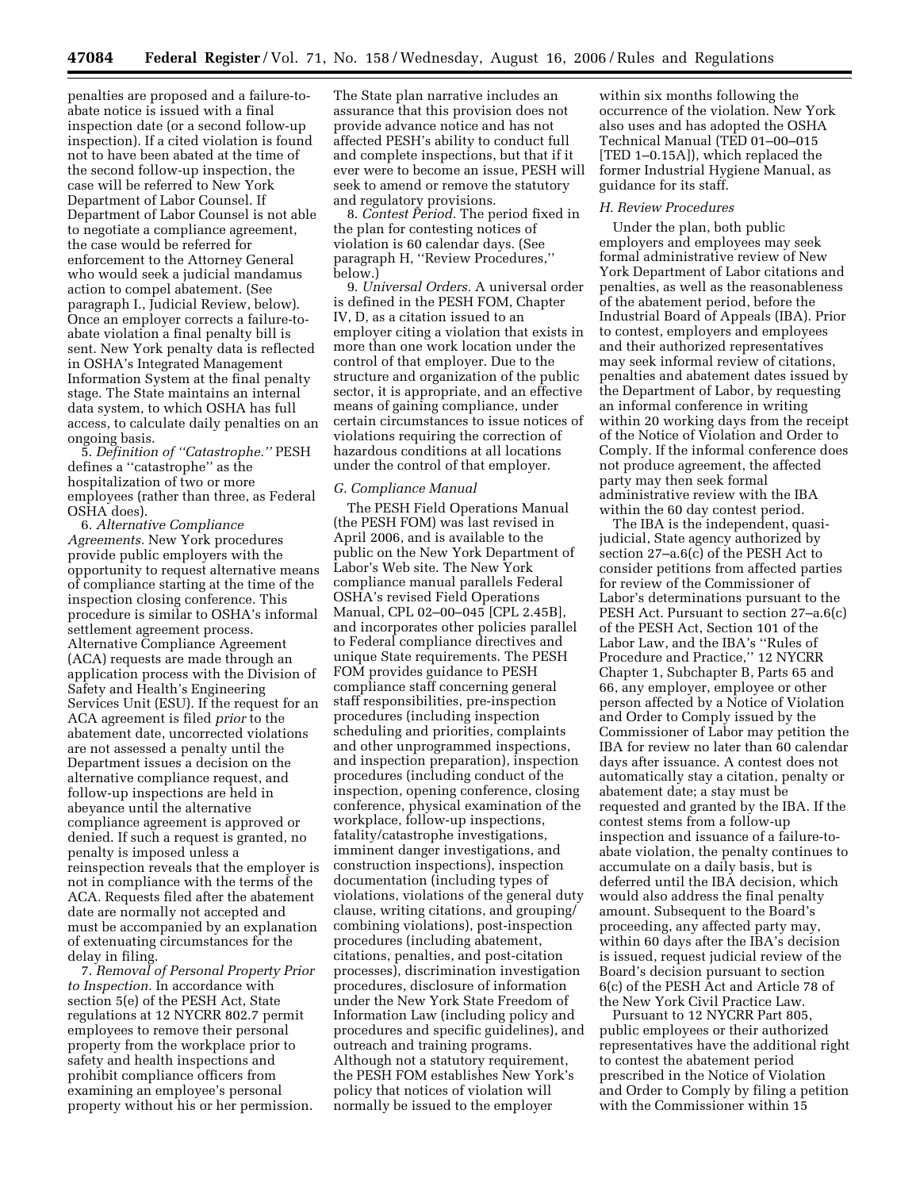penalties are proposed and a failure-to-abate notice is issued with a final inspection date (or a second follow-up inspection). If a cited violation is found not to have been abated at the time of the second follow-up inspection, the case will be referred to New York Department of Labor Counsel. If Department of Labor Counsel is not able to negotiate a compliance agreement, the case would be referred for enforcement to the Attorney General who would seek a judicial mandamus action to compel abatement. (See paragraph I., Judicial Review, below). Once an employer corrects a failure-to-abate violation a final penalty bill is sent. New York penalty data is reflected in OSHA's Integrated Management Information System at the final penalty stage. The State maintains an internal data system, to which OSHA has full access, to calculate daily penalties on an ongoing basis.

5. *Definition of "Catastrophe."* PESH defines a "catastrophe" as the hospitalization of two or more employees (rather than three, as Federal OSHA does).

6. *Alternative Compliance Agreements.* New York procedures provide public employers with the opportunity to request alternative means of compliance starting at the time of the inspection closing conference. This procedure is similar to OSHA's informal settlement agreement process. Alternative Compliance Agreement (ACA) requests are made through an application process with the Division of Safety and Health's Engineering Services Unit (ESU). If the request for an ACA agreement is filed *prior* to the abatement date, uncorrected violations are not assessed a penalty until the Department issues a decision on the alternative compliance request, and follow-up inspections are held in abeyance until the alternative compliance agreement is approved or denied. If such a request is granted, no penalty is imposed unless a reinspection reveals that the employer is not in compliance with the terms of the ACA. Requests filed after the abatement date are normally not accepted and must be accompanied by an explanation of extenuating circumstances for the delay in filing.

7. *Removal of Personal Property Prior to Inspection.* In accordance with section 5(e) of the PESH Act, State regulations at 12 NYCRR 802.7 permit employees to remove their personal property from the workplace prior to safety and health inspections and prohibit compliance officers from examining an employee's personal property without his or her permission. The State plan narrative includes an assurance that this provision does not provide advance notice and has not affected PESH's ability to conduct full and complete inspections, but that if it ever were to become an issue, PESH will seek to amend or remove the statutory and regulatory provisions.

8. *Contest Period.* The period fixed in the plan for contesting notices of violation is 60 calendar days. (See paragraph H, "Review Procedures," below.)

9. *Universal Orders.* A universal order is defined in the PESH FOM, Chapter IV, D, as a citation issued to an employer citing a violation that exists in more than one work location under the control of that employer. Due to the structure and organization of the public sector, it is appropriate, and an effective means of gaining compliance, under certain circumstances to issue notices of violations requiring the correction of hazardous conditions at all locations under the control of that employer.

### *G. Compliance Manual*

The PESH Field Operations Manual (the PESH FOM) was last revised in April 2006, and is available to the public on the New York Department of Labor's Web site. The New York compliance manual parallels Federal OSHA's revised Field Operations Manual, CPL 02–00–045 [CPL 2.45B], and incorporates other policies parallel to Federal compliance directives and unique State requirements. The PESH FOM provides guidance to PESH compliance staff concerning general staff responsibilities, pre-inspection procedures (including inspection scheduling and priorities, complaints and other unprogrammed inspections, and inspection preparation), inspection procedures (including conduct of the inspection, opening conference, closing conference, physical examination of the workplace, follow-up inspections, fatality/catastrophe investigations, imminent danger investigations, and construction inspections), inspection documentation (including types of violations, violations of the general duty clause, writing citations, and grouping/combining violations), post-inspection procedures (including abatement, citations, penalties, and post-citation processes), discrimination investigation procedures, disclosure of information under the New York State Freedom of Information Law (including policy and procedures and specific guidelines), and outreach and training programs. Although not a statutory requirement, the PESH FOM establishes New York's policy that notices of violation will normally be issued to the employer within six months following the occurrence of the violation. New York also uses and has adopted the OSHA Technical Manual (TED 01–00–015 [TED 1–0.15A]), which replaced the former Industrial Hygiene Manual, as guidance for its staff.

### *H. Review Procedures*

Under the plan, both public employers and employees may seek formal administrative review of New York Department of Labor citations and penalties, as well as the reasonableness of the abatement period, before the Industrial Board of Appeals (IBA). Prior to contest, employers and employees and their authorized representatives may seek informal review of citations, penalties and abatement dates issued by the Department of Labor, by requesting an informal conference in writing within 20 working days from the receipt of the Notice of Violation and Order to Comply. If the informal conference does not produce agreement, the affected party may then seek formal administrative review with the IBA within the 60 day contest period.

The IBA is the independent, quasi-judicial, State agency authorized by section 27–a.6(c) of the PESH Act to consider petitions from affected parties for review of the Commissioner of Labor's determinations pursuant to the PESH Act. Pursuant to section 27–a.6(c) of the PESH Act, Section 101 of the Labor Law, and the IBA's "Rules of Procedure and Practice," 12 NYCRR Chapter 1, Subchapter B, Parts 65 and 66, any employer, employee or other person affected by a Notice of Violation and Order to Comply issued by the Commissioner of Labor may petition the IBA for review no later than 60 calendar days after issuance. A contest does not automatically stay a citation, penalty or abatement date; a stay must be requested and granted by the IBA. If the contest stems from a follow-up inspection and issuance of a failure-to-abate violation, the penalty continues to accumulate on a daily basis, but is deferred until the IBA decision, which would also address the final penalty amount. Subsequent to the Board's proceeding, any affected party may, within 60 days after the IBA's decision is issued, request judicial review of the Board's decision pursuant to section 6(c) of the PESH Act and Article 78 of the New York Civil Practice Law.

Pursuant to 12 NYCRR Part 805, public employees or their authorized representatives have the additional right to contest the abatement period prescribed in the Notice of Violation and Order to Comply by filing a petition with the Commissioner within 15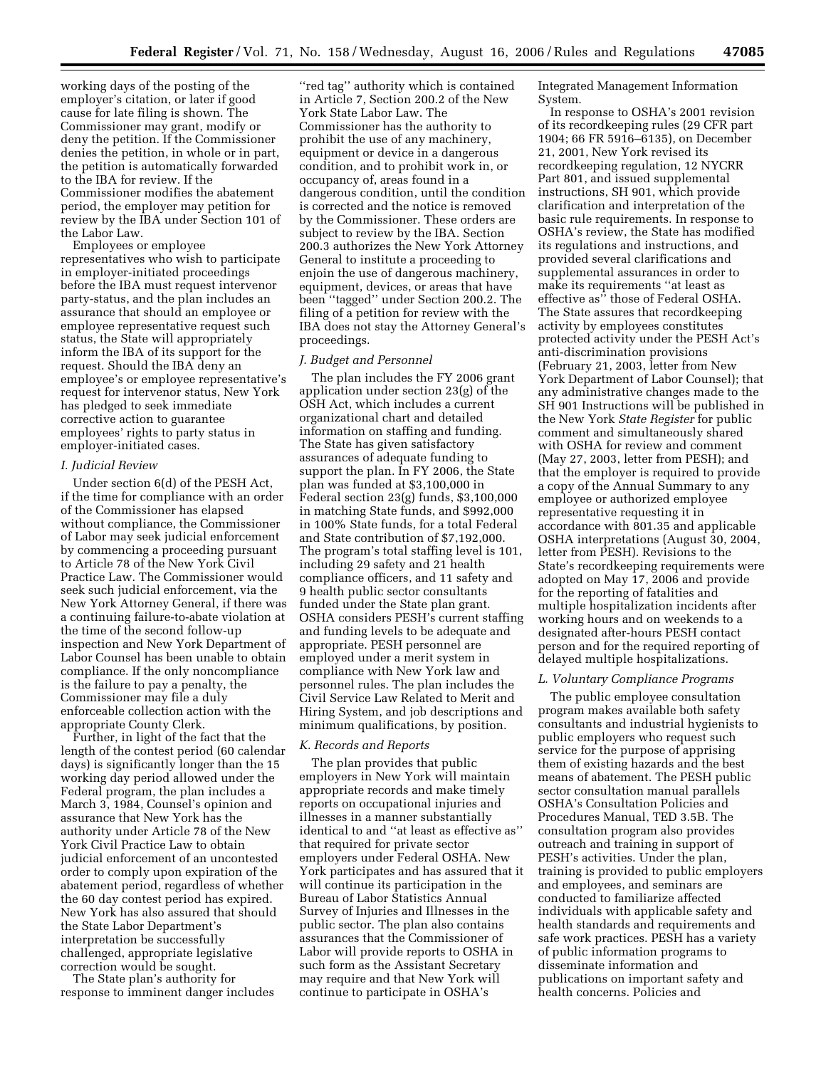working days of the posting of the employer's citation, or later if good cause for late filing is shown. The Commissioner may grant, modify or deny the petition. If the Commissioner denies the petition, in whole or in part, the petition is automatically forwarded to the IBA for review. If the Commissioner modifies the abatement period, the employer may petition for review by the IBA under Section 101 of the Labor Law.

Employees or employee representatives who wish to participate in employer-initiated proceedings before the IBA must request intervenor party-status, and the plan includes an assurance that should an employee or employee representative request such status, the State will appropriately inform the IBA of its support for the request. Should the IBA deny an employee's or employee representative's request for intervenor status, New York has pledged to seek immediate corrective action to guarantee employees' rights to party status in employer-initiated cases.

### *I. Judicial Review*

Under section 6(d) of the PESH Act, if the time for compliance with an order of the Commissioner has elapsed without compliance, the Commissioner of Labor may seek judicial enforcement by commencing a proceeding pursuant to Article 78 of the New York Civil Practice Law. The Commissioner would seek such judicial enforcement, via the New York Attorney General, if there was a continuing failure-to-abate violation at the time of the second follow-up inspection and New York Department of Labor Counsel has been unable to obtain compliance. If the only noncompliance is the failure to pay a penalty, the Commissioner may file a duly enforceable collection action with the appropriate County Clerk.

Further, in light of the fact that the length of the contest period (60 calendar days) is significantly longer than the 15 working day period allowed under the Federal program, the plan includes a March 3, 1984, Counsel's opinion and assurance that New York has the authority under Article 78 of the New York Civil Practice Law to obtain judicial enforcement of an uncontested order to comply upon expiration of the abatement period, regardless of whether the 60 day contest period has expired. New York has also assured that should the State Labor Department's interpretation be successfully challenged, appropriate legislative correction would be sought.

The State plan's authority for response to imminent danger includes "red tag" authority which is contained in Article 7, Section 200.2 of the New York State Labor Law. The Commissioner has the authority to prohibit the use of any machinery, equipment or device in a dangerous condition, and to prohibit work in, or occupancy of, areas found in a dangerous condition, until the condition is corrected and the notice is removed by the Commissioner. These orders are subject to review by the IBA. Section 200.3 authorizes the New York Attorney General to institute a proceeding to enjoin the use of dangerous machinery, equipment, devices, or areas that have been "tagged" under Section 200.2. The filing of a petition for review with the IBA does not stay the Attorney General's proceedings.

### *J. Budget and Personnel*

The plan includes the FY 2006 grant application under section 23(g) of the OSH Act, which includes a current organizational chart and detailed information on staffing and funding. The State has given satisfactory assurances of adequate funding to support the plan. In FY 2006, the State plan was funded at $3,100,000 in Federal section 23(g) funds, $3,100,000 in matching State funds, and $992,000 in 100% State funds, for a total Federal and State contribution of $7,192,000. The program's total staffing level is 101, including 29 safety and 21 health compliance officers, and 11 safety and 9 health public sector consultants funded under the State plan grant. OSHA considers PESH's current staffing and funding levels to be adequate and appropriate. PESH personnel are employed under a merit system in compliance with New York law and personnel rules. The plan includes the Civil Service Law Related to Merit and Hiring System, and job descriptions and minimum qualifications, by position.

### *K. Records and Reports*

The plan provides that public employers in New York will maintain appropriate records and make timely reports on occupational injuries and illnesses in a manner substantially identical to and "at least as effective as" that required for private sector employers under Federal OSHA. New York participates and has assured that it will continue its participation in the Bureau of Labor Statistics Annual Survey of Injuries and Illnesses in the public sector. The plan also contains assurances that the Commissioner of Labor will provide reports to OSHA in such form as the Assistant Secretary may require and that New York will continue to participate in OSHA's Integrated Management Information System.

In response to OSHA's 2001 revision of its recordkeeping rules (29 CFR part 1904; 66 FR 5916–6135), on December 21, 2001, New York revised its recordkeeping regulation, 12 NYCRR Part 801, and issued supplemental instructions, SH 901, which provide clarification and interpretation of the basic rule requirements. In response to OSHA's review, the State has modified its regulations and instructions, and provided several clarifications and supplemental assurances in order to make its requirements "at least as effective as" those of Federal OSHA. The State assures that recordkeeping activity by employees constitutes protected activity under the PESH Act's anti-discrimination provisions (February 21, 2003, letter from New York Department of Labor Counsel); that any administrative changes made to the SH 901 Instructions will be published in the New York *State Register* for public comment and simultaneously shared with OSHA for review and comment (May 27, 2003, letter from PESH); and that the employer is required to provide a copy of the Annual Summary to any employee or authorized employee representative requesting it in accordance with 801.35 and applicable OSHA interpretations (August 30, 2004, letter from PESH). Revisions to the State's recordkeeping requirements were adopted on May 17, 2006 and provide for the reporting of fatalities and multiple hospitalization incidents after working hours and on weekends to a designated after-hours PESH contact person and for the required reporting of delayed multiple hospitalizations.

### *L. Voluntary Compliance Programs*

The public employee consultation program makes available both safety consultants and industrial hygienists to public employers who request such service for the purpose of apprising them of existing hazards and the best means of abatement. The PESH public sector consultation manual parallels OSHA's Consultation Policies and Procedures Manual, TED 3.5B. The consultation program also provides outreach and training in support of PESH's activities. Under the plan, training is provided to public employers and employees, and seminars are conducted to familiarize affected individuals with applicable safety and health standards and requirements and safe work practices. PESH has a variety of public information programs to disseminate information and publications on important safety and health concerns. Policies and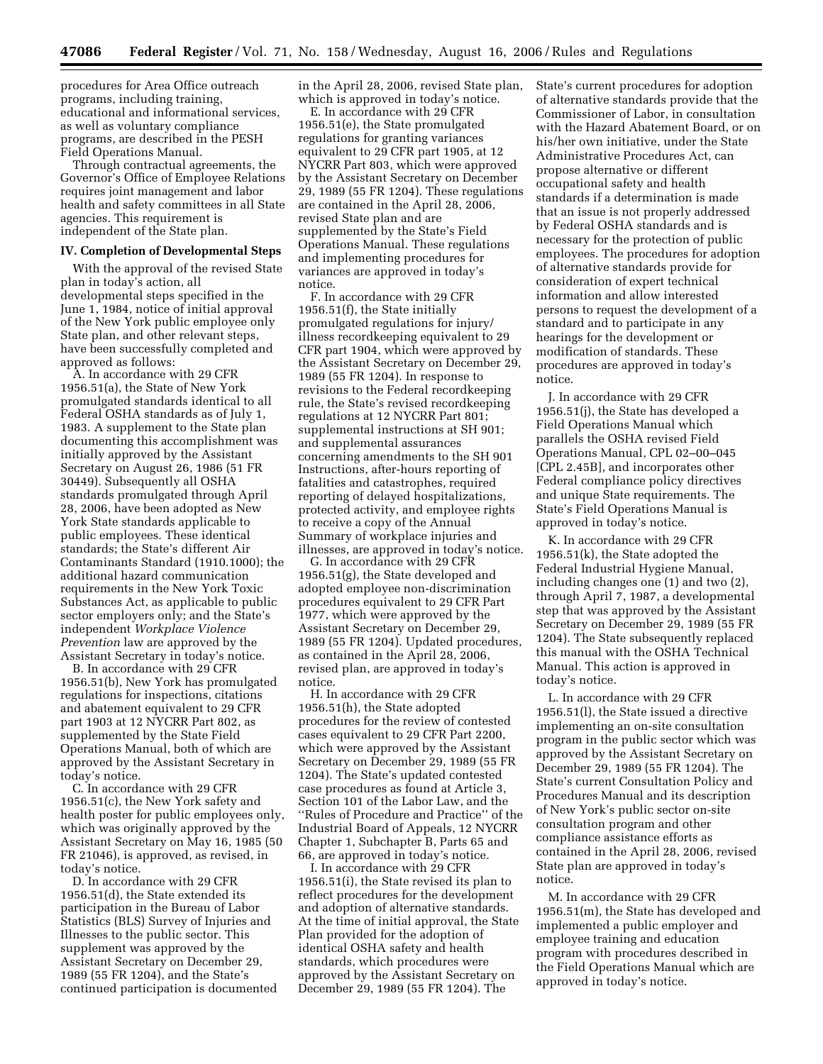procedures for Area Office outreach programs, including training, educational and informational services, as well as voluntary compliance programs, are described in the PESH Field Operations Manual.

Through contractual agreements, the Governor's Office of Employee Relations requires joint management and labor health and safety committees in all State agencies. This requirement is independent of the State plan.

### IV. Completion of Developmental Steps

With the approval of the revised State plan in today's action, all developmental steps specified in the June 1, 1984, notice of initial approval of the New York public employee only State plan, and other relevant steps, have been successfully completed and approved as follows:

A. In accordance with 29 CFR 1956.51(a), the State of New York promulgated standards identical to all Federal OSHA standards as of July 1, 1983. A supplement to the State plan documenting this accomplishment was initially approved by the Assistant Secretary on August 26, 1986 (51 FR 30449). Subsequently all OSHA standards promulgated through April 28, 2006, have been adopted as New York State standards applicable to public employees. These identical standards; the State's different Air Contaminants Standard (1910.1000); the additional hazard communication requirements in the New York Toxic Substances Act, as applicable to public sector employers only; and the State's independent *Workplace Violence Prevention* law are approved by the Assistant Secretary in today's notice.

B. In accordance with 29 CFR 1956.51(b), New York has promulgated regulations for inspections, citations and abatement equivalent to 29 CFR part 1903 at 12 NYCRR Part 802, as supplemented by the State Field Operations Manual, both of which are approved by the Assistant Secretary in today's notice.

C. In accordance with 29 CFR 1956.51(c), the New York safety and health poster for public employees only, which was originally approved by the Assistant Secretary on May 16, 1985 (50 FR 21046), is approved, as revised, in today's notice.

D. In accordance with 29 CFR 1956.51(d), the State extended its participation in the Bureau of Labor Statistics (BLS) Survey of Injuries and Illnesses to the public sector. This supplement was approved by the Assistant Secretary on December 29, 1989 (55 FR 1204), and the State's continued participation is documented in the April 28, 2006, revised State plan, which is approved in today's notice.

E. In accordance with 29 CFR 1956.51(e), the State promulgated regulations for granting variances equivalent to 29 CFR part 1905, at 12 NYCRR Part 803, which were approved by the Assistant Secretary on December 29, 1989 (55 FR 1204). These regulations are contained in the April 28, 2006, revised State plan and are supplemented by the State's Field Operations Manual. These regulations and implementing procedures for variances are approved in today's notice.

F. In accordance with 29 CFR 1956.51(f), the State initially promulgated regulations for injury/illness recordkeeping equivalent to 29 CFR part 1904, which were approved by the Assistant Secretary on December 29, 1989 (55 FR 1204). In response to revisions to the Federal recordkeeping rule, the State's revised recordkeeping regulations at 12 NYCRR Part 801; supplemental instructions at SH 901; and supplemental assurances concerning amendments to the SH 901 Instructions, after-hours reporting of fatalities and catastrophes, required reporting of delayed hospitalizations, protected activity, and employee rights to receive a copy of the Annual Summary of workplace injuries and illnesses, are approved in today's notice.

G. In accordance with 29 CFR 1956.51(g), the State developed and adopted employee non-discrimination procedures equivalent to 29 CFR Part 1977, which were approved by the Assistant Secretary on December 29, 1989 (55 FR 1204). Updated procedures, as contained in the April 28, 2006, revised plan, are approved in today's notice.

H. In accordance with 29 CFR 1956.51(h), the State adopted procedures for the review of contested cases equivalent to 29 CFR Part 2200, which were approved by the Assistant Secretary on December 29, 1989 (55 FR 1204). The State's updated contested case procedures as found at Article 3, Section 101 of the Labor Law, and the ''Rules of Procedure and Practice'' of the Industrial Board of Appeals, 12 NYCRR Chapter 1, Subchapter B, Parts 65 and 66, are approved in today's notice.

I. In accordance with 29 CFR 1956.51(i), the State revised its plan to reflect procedures for the development and adoption of alternative standards. At the time of initial approval, the State Plan provided for the adoption of identical OSHA safety and health standards, which procedures were approved by the Assistant Secretary on December 29, 1989 (55 FR 1204). The State's current procedures for adoption of alternative standards provide that the Commissioner of Labor, in consultation with the Hazard Abatement Board, or on his/her own initiative, under the State Administrative Procedures Act, can propose alternative or different occupational safety and health standards if a determination is made that an issue is not properly addressed by Federal OSHA standards and is necessary for the protection of public employees. The procedures for adoption of alternative standards provide for consideration of expert technical information and allow interested persons to request the development of a standard and to participate in any hearings for the development or modification of standards. These procedures are approved in today's notice.

J. In accordance with 29 CFR 1956.51(j), the State has developed a Field Operations Manual which parallels the OSHA revised Field Operations Manual, CPL 02–00–045 [CPL 2.45B], and incorporates other Federal compliance policy directives and unique State requirements. The State's Field Operations Manual is approved in today's notice.

K. In accordance with 29 CFR 1956.51(k), the State adopted the Federal Industrial Hygiene Manual, including changes one (1) and two (2), through April 7, 1987, a developmental step that was approved by the Assistant Secretary on December 29, 1989 (55 FR 1204). The State subsequently replaced this manual with the OSHA Technical Manual. This action is approved in today's notice.

L. In accordance with 29 CFR 1956.51(l), the State issued a directive implementing an on-site consultation program in the public sector which was approved by the Assistant Secretary on December 29, 1989 (55 FR 1204). The State's current Consultation Policy and Procedures Manual and its description of New York's public sector on-site consultation program and other compliance assistance efforts as contained in the April 28, 2006, revised State plan are approved in today's notice.

M. In accordance with 29 CFR 1956.51(m), the State has developed and implemented a public employer and employee training and education program with procedures described in the Field Operations Manual which are approved in today's notice.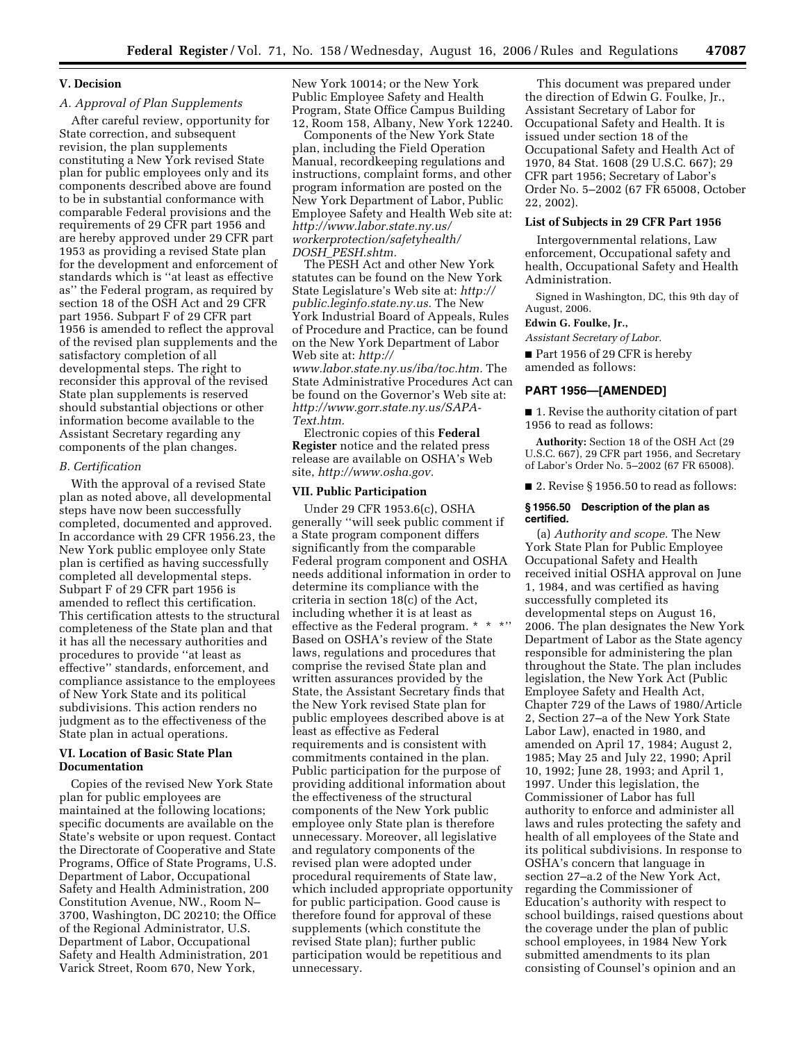## V. Decision

### A. Approval of Plan Supplements

After careful review, opportunity for State correction, and subsequent revision, the plan supplements constituting a New York revised State plan for public employees only and its components described above are found to be in substantial conformance with comparable Federal provisions and the requirements of 29 CFR part 1956 and are hereby approved under 29 CFR part 1953 as providing a revised State plan for the development and enforcement of standards which is ''at least as effective as'' the Federal program, as required by section 18 of the OSH Act and 29 CFR part 1956. Subpart F of 29 CFR part 1956 is amended to reflect the approval of the revised plan supplements and the satisfactory completion of all developmental steps. The right to reconsider this approval of the revised State plan supplements is reserved should substantial objections or other information become available to the Assistant Secretary regarding any components of the plan changes.

### B. Certification

With the approval of a revised State plan as noted above, all developmental steps have now been successfully completed, documented and approved. In accordance with 29 CFR 1956.23, the New York public employee only State plan is certified as having successfully completed all developmental steps. Subpart F of 29 CFR part 1956 is amended to reflect this certification. This certification attests to the structural completeness of the State plan and that it has all the necessary authorities and procedures to provide ''at least as effective'' standards, enforcement, and compliance assistance to the employees of New York State and its political subdivisions. This action renders no judgment as to the effectiveness of the State plan in actual operations.

## VI. Location of Basic State Plan Documentation

Copies of the revised New York State plan for public employees are maintained at the following locations; specific documents are available on the State's website or upon request. Contact the Directorate of Cooperative and State Programs, Office of State Programs, U.S. Department of Labor, Occupational Safety and Health Administration, 200 Constitution Avenue, NW., Room N–3700, Washington, DC 20210; the Office of the Regional Administrator, U.S. Department of Labor, Occupational Safety and Health Administration, 201 Varick Street, Room 670, New York, New York 10014; or the New York Public Employee Safety and Health Program, State Office Campus Building 12, Room 158, Albany, New York 12240.

Components of the New York State plan, including the Field Operation Manual, recordkeeping regulations and instructions, complaint forms, and other program information are posted on the New York Department of Labor, Public Employee Safety and Health Web site at: *http://www.labor.state.ny.us/workerprotection/safetyhealth/DOSH_PESH.shtm.*

The PESH Act and other New York statutes can be found on the New York State Legislature's Web site at: *http://public.leginfo.state.ny.us.* The New York Industrial Board of Appeals, Rules of Procedure and Practice, can be found on the New York Department of Labor Web site at: *http://www.labor.state.ny.us/iba/toc.htm.* The State Administrative Procedures Act can be found on the Governor's Web site at: *http://www.gorr.state.ny.us/SAPA-Text.htm.*

Electronic copies of this **Federal Register** notice and the related press release are available on OSHA's Web site, *http://www.osha.gov.*

## VII. Public Participation

Under 29 CFR 1953.6(c), OSHA generally ''will seek public comment if a State program component differs significantly from the comparable Federal program component and OSHA needs additional information in order to determine its compliance with the criteria in section 18(c) of the Act, including whether it is at least as effective as the Federal program. * * *'' Based on OSHA's review of the State laws, regulations and procedures that comprise the revised State plan and written assurances provided by the State, the Assistant Secretary finds that the New York revised State plan for public employees described above is at least as effective as Federal requirements and is consistent with commitments contained in the plan. Public participation for the purpose of providing additional information about the effectiveness of the structural components of the New York public employee only State plan is therefore unnecessary. Moreover, all legislative and regulatory components of the revised plan were adopted under procedural requirements of State law, which included appropriate opportunity for public participation. Good cause is therefore found for approval of these supplements (which constitute the revised State plan); further public participation would be repetitious and unnecessary.

This document was prepared under the direction of Edwin G. Foulke, Jr., Assistant Secretary of Labor for Occupational Safety and Health. It is issued under section 18 of the Occupational Safety and Health Act of 1970, 84 Stat. 1608 (29 U.S.C. 667); 29 CFR part 1956; Secretary of Labor's Order No. 5–2002 (67 FR 65008, October 22, 2002).

### List of Subjects in 29 CFR Part 1956

Intergovernmental relations, Law enforcement, Occupational safety and health, Occupational Safety and Health Administration.

Signed in Washington, DC, this 9th day of August, 2006.

**Edwin G. Foulke, Jr.,**

*Assistant Secretary of Labor.*

■ Part 1956 of 29 CFR is hereby amended as follows:

## PART 1956—[AMENDED]

■ 1. Revise the authority citation of part 1956 to read as follows:

**Authority:** Section 18 of the OSH Act (29 U.S.C. 667), 29 CFR part 1956, and Secretary of Labor's Order No. 5–2002 (67 FR 65008).

■ 2. Revise § 1956.50 to read as follows:

### § 1956.50 Description of the plan as certified.

(a) *Authority and scope.* The New York State Plan for Public Employee Occupational Safety and Health received initial OSHA approval on June 1, 1984, and was certified as having successfully completed its developmental steps on August 16, 2006. The plan designates the New York Department of Labor as the State agency responsible for administering the plan throughout the State. The plan includes legislation, the New York Act (Public Employee Safety and Health Act, Chapter 729 of the Laws of 1980/Article 2, Section 27–a of the New York State Labor Law), enacted in 1980, and amended on April 17, 1984; August 2, 1985; May 25 and July 22, 1990; April 10, 1992; June 28, 1993; and April 1, 1997. Under this legislation, the Commissioner of Labor has full authority to enforce and administer all laws and rules protecting the safety and health of all employees of the State and its political subdivisions. In response to OSHA's concern that language in section 27–a.2 of the New York Act, regarding the Commissioner of Education's authority with respect to school buildings, raised questions about the coverage under the plan of public school employees, in 1984 New York submitted amendments to its plan consisting of Counsel's opinion and an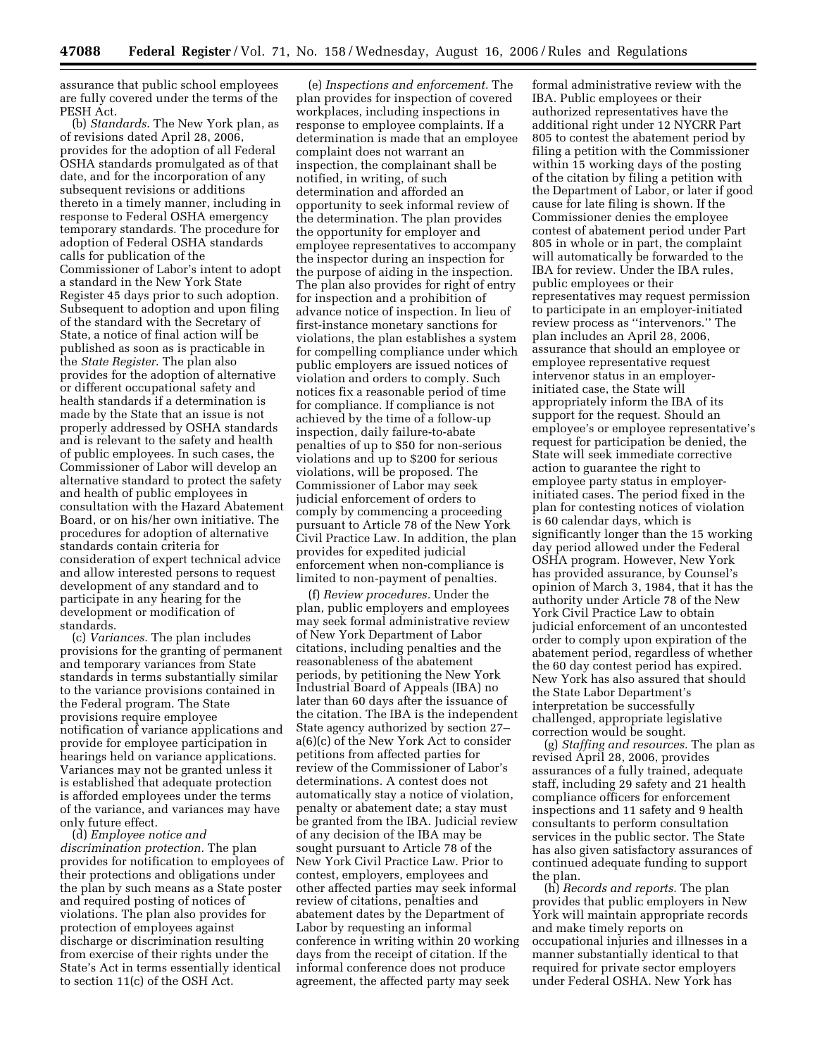assurance that public school employees are fully covered under the terms of the PESH Act.

(b) *Standards.* The New York plan, as of revisions dated April 28, 2006, provides for the adoption of all Federal OSHA standards promulgated as of that date, and for the incorporation of any subsequent revisions or additions thereto in a timely manner, including in response to Federal OSHA emergency temporary standards. The procedure for adoption of Federal OSHA standards calls for publication of the Commissioner of Labor's intent to adopt a standard in the New York State Register 45 days prior to such adoption. Subsequent to adoption and upon filing of the standard with the Secretary of State, a notice of final action will be published as soon as is practicable in the *State Register.* The plan also provides for the adoption of alternative or different occupational safety and health standards if a determination is made by the State that an issue is not properly addressed by OSHA standards and is relevant to the safety and health of public employees. In such cases, the Commissioner of Labor will develop an alternative standard to protect the safety and health of public employees in consultation with the Hazard Abatement Board, or on his/her own initiative. The procedures for adoption of alternative standards contain criteria for consideration of expert technical advice and allow interested persons to request development of any standard and to participate in any hearing for the development or modification of standards.

(c) *Variances.* The plan includes provisions for the granting of permanent and temporary variances from State standards in terms substantially similar to the variance provisions contained in the Federal program. The State provisions require employee notification of variance applications and provide for employee participation in hearings held on variance applications. Variances may not be granted unless it is established that adequate protection is afforded employees under the terms of the variance, and variances may have only future effect.

(d) *Employee notice and discrimination protection.* The plan provides for notification to employees of their protections and obligations under the plan by such means as a State poster and required posting of notices of violations. The plan also provides for protection of employees against discharge or discrimination resulting from exercise of their rights under the State's Act in terms essentially identical to section 11(c) of the OSH Act.

(e) *Inspections and enforcement.* The plan provides for inspection of covered workplaces, including inspections in response to employee complaints. If a determination is made that an employee complaint does not warrant an inspection, the complainant shall be notified, in writing, of such determination and afforded an opportunity to seek informal review of the determination. The plan provides the opportunity for employer and employee representatives to accompany the inspector during an inspection for the purpose of aiding in the inspection. The plan also provides for right of entry for inspection and a prohibition of advance notice of inspection. In lieu of first-instance monetary sanctions for violations, the plan establishes a system for compelling compliance under which public employers are issued notices of violation and orders to comply. Such notices fix a reasonable period of time for compliance. If compliance is not achieved by the time of a follow-up inspection, daily failure-to-abate penalties of up to $50 for non-serious violations and up to $200 for serious violations, will be proposed. The Commissioner of Labor may seek judicial enforcement of orders to comply by commencing a proceeding pursuant to Article 78 of the New York Civil Practice Law. In addition, the plan provides for expedited judicial enforcement when non-compliance is limited to non-payment of penalties.

(f) *Review procedures.* Under the plan, public employers and employees may seek formal administrative review of New York Department of Labor citations, including penalties and the reasonableness of the abatement periods, by petitioning the New York Industrial Board of Appeals (IBA) no later than 60 days after the issuance of the citation. The IBA is the independent State agency authorized by section 27–a(6)(c) of the New York Act to consider petitions from affected parties for review of the Commissioner of Labor's determinations. A contest does not automatically stay a notice of violation, penalty or abatement date; a stay must be granted from the IBA. Judicial review of any decision of the IBA may be sought pursuant to Article 78 of the New York Civil Practice Law. Prior to contest, employers, employees and other affected parties may seek informal review of citations, penalties and abatement dates by the Department of Labor by requesting an informal conference in writing within 20 working days from the receipt of citation. If the informal conference does not produce agreement, the affected party may seek formal administrative review with the IBA. Public employees or their authorized representatives have the additional right under 12 NYCRR Part 805 to contest the abatement period by filing a petition with the Commissioner within 15 working days of the posting of the citation by filing a petition with the Department of Labor, or later if good cause for late filing is shown. If the Commissioner denies the employee contest of abatement period under Part 805 in whole or in part, the complaint will automatically be forwarded to the IBA for review. Under the IBA rules, public employees or their representatives may request permission to participate in an employer-initiated review process as ''intervenors.'' The plan includes an April 28, 2006, assurance that should an employee or employee representative request intervenor status in an employer-initiated case, the State will appropriately inform the IBA of its support for the request. Should an employee's or employee representative's request for participation be denied, the State will seek immediate corrective action to guarantee the right to employee party status in employer-initiated cases. The period fixed in the plan for contesting notices of violation is 60 calendar days, which is significantly longer than the 15 working day period allowed under the Federal OSHA program. However, New York has provided assurance, by Counsel's opinion of March 3, 1984, that it has the authority under Article 78 of the New York Civil Practice Law to obtain judicial enforcement of an uncontested order to comply upon expiration of the abatement period, regardless of whether the 60 day contest period has expired. New York has also assured that should the State Labor Department's interpretation be successfully challenged, appropriate legislative correction would be sought.

(g) *Staffing and resources.* The plan as revised April 28, 2006, provides assurances of a fully trained, adequate staff, including 29 safety and 21 health compliance officers for enforcement inspections and 11 safety and 9 health consultants to perform consultation services in the public sector. The State has also given satisfactory assurances of continued adequate funding to support the plan.

(h) *Records and reports.* The plan provides that public employers in New York will maintain appropriate records and make timely reports on occupational injuries and illnesses in a manner substantially identical to that required for private sector employers under Federal OSHA. New York has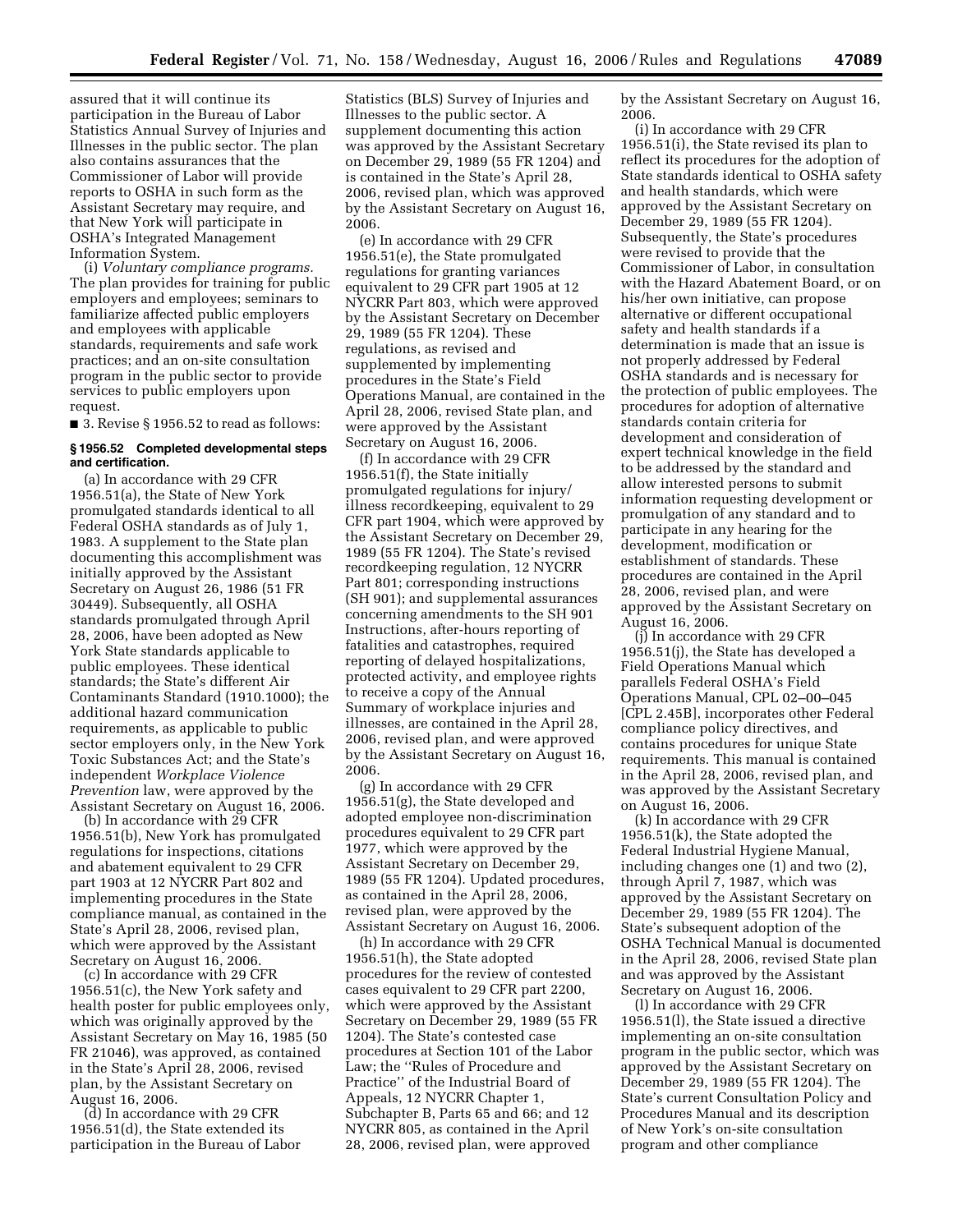assured that it will continue its participation in the Bureau of Labor Statistics Annual Survey of Injuries and Illnesses in the public sector. The plan also contains assurances that the Commissioner of Labor will provide reports to OSHA in such form as the Assistant Secretary may require, and that New York will participate in OSHA's Integrated Management Information System.

(i) *Voluntary compliance programs.* The plan provides for training for public employers and employees; seminars to familiarize affected public employers and employees with applicable standards, requirements and safe work practices; and an on-site consultation program in the public sector to provide services to public employers upon request.

■ 3. Revise § 1956.52 to read as follows:

**§ 1956.52 Completed developmental steps and certification.**

(a) In accordance with 29 CFR 1956.51(a), the State of New York promulgated standards identical to all Federal OSHA standards as of July 1, 1983. A supplement to the State plan documenting this accomplishment was initially approved by the Assistant Secretary on August 26, 1986 (51 FR 30449). Subsequently, all OSHA standards promulgated through April 28, 2006, have been adopted as New York State standards applicable to public employees. These identical standards; the State's different Air Contaminants Standard (1910.1000); the additional hazard communication requirements, as applicable to public sector employers only, in the New York Toxic Substances Act; and the State's independent *Workplace Violence Prevention* law, were approved by the Assistant Secretary on August 16, 2006.

(b) In accordance with 29 CFR 1956.51(b), New York has promulgated regulations for inspections, citations and abatement equivalent to 29 CFR part 1903 at 12 NYCRR Part 802 and implementing procedures in the State compliance manual, as contained in the State's April 28, 2006, revised plan, which were approved by the Assistant Secretary on August 16, 2006.

(c) In accordance with 29 CFR 1956.51(c), the New York safety and health poster for public employees only, which was originally approved by the Assistant Secretary on May 16, 1985 (50 FR 21046), was approved, as contained in the State's April 28, 2006, revised plan, by the Assistant Secretary on August 16, 2006.

(d) In accordance with 29 CFR 1956.51(d), the State extended its participation in the Bureau of Labor Statistics (BLS) Survey of Injuries and Illnesses to the public sector. A supplement documenting this action was approved by the Assistant Secretary on December 29, 1989 (55 FR 1204) and is contained in the State's April 28, 2006, revised plan, which was approved by the Assistant Secretary on August 16, 2006.

(e) In accordance with 29 CFR 1956.51(e), the State promulgated regulations for granting variances equivalent to 29 CFR part 1905 at 12 NYCRR Part 803, which were approved by the Assistant Secretary on December 29, 1989 (55 FR 1204). These regulations, as revised and supplemented by implementing procedures in the State's Field Operations Manual, are contained in the April 28, 2006, revised State plan, and were approved by the Assistant Secretary on August 16, 2006.

(f) In accordance with 29 CFR 1956.51(f), the State initially promulgated regulations for injury/illness recordkeeping, equivalent to 29 CFR part 1904, which were approved by the Assistant Secretary on December 29, 1989 (55 FR 1204). The State's revised recordkeeping regulation, 12 NYCRR Part 801; corresponding instructions (SH 901); and supplemental assurances concerning amendments to the SH 901 Instructions, after-hours reporting of fatalities and catastrophes, required reporting of delayed hospitalizations, protected activity, and employee rights to receive a copy of the Annual Summary of workplace injuries and illnesses, are contained in the April 28, 2006, revised plan, and were approved by the Assistant Secretary on August 16, 2006.

(g) In accordance with 29 CFR 1956.51(g), the State developed and adopted employee non-discrimination procedures equivalent to 29 CFR part 1977, which were approved by the Assistant Secretary on December 29, 1989 (55 FR 1204). Updated procedures, as contained in the April 28, 2006, revised plan, were approved by the Assistant Secretary on August 16, 2006.

(h) In accordance with 29 CFR 1956.51(h), the State adopted procedures for the review of contested cases equivalent to 29 CFR part 2200, which were approved by the Assistant Secretary on December 29, 1989 (55 FR 1204). The State's contested case procedures at Section 101 of the Labor Law; the "Rules of Procedure and Practice" of the Industrial Board of Appeals, 12 NYCRR Chapter 1, Subchapter B, Parts 65 and 66; and 12 NYCRR 805, as contained in the April 28, 2006, revised plan, were approved by the Assistant Secretary on August 16, 2006.

(i) In accordance with 29 CFR 1956.51(i), the State revised its plan to reflect its procedures for the adoption of State standards identical to OSHA safety and health standards, which were approved by the Assistant Secretary on December 29, 1989 (55 FR 1204). Subsequently, the State's procedures were revised to provide that the Commissioner of Labor, in consultation with the Hazard Abatement Board, or on his/her own initiative, can propose alternative or different occupational safety and health standards if a determination is made that an issue is not properly addressed by Federal OSHA standards and is necessary for the protection of public employees. The procedures for adoption of alternative standards contain criteria for development and consideration of expert technical knowledge in the field to be addressed by the standard and allow interested persons to submit information requesting development or promulgation of any standard and to participate in any hearing for the development, modification or establishment of standards. These procedures are contained in the April 28, 2006, revised plan, and were approved by the Assistant Secretary on August 16, 2006.

(j) In accordance with 29 CFR 1956.51(j), the State has developed a Field Operations Manual which parallels Federal OSHA's Field Operations Manual, CPL 02–00–045 [CPL 2.45B], incorporates other Federal compliance policy directives, and contains procedures for unique State requirements. This manual is contained in the April 28, 2006, revised plan, and was approved by the Assistant Secretary on August 16, 2006.

(k) In accordance with 29 CFR 1956.51(k), the State adopted the Federal Industrial Hygiene Manual, including changes one (1) and two (2), through April 7, 1987, which was approved by the Assistant Secretary on December 29, 1989 (55 FR 1204). The State's subsequent adoption of the OSHA Technical Manual is documented in the April 28, 2006, revised State plan and was approved by the Assistant Secretary on August 16, 2006.

(l) In accordance with 29 CFR 1956.51(l), the State issued a directive implementing an on-site consultation program in the public sector, which was approved by the Assistant Secretary on December 29, 1989 (55 FR 1204). The State's current Consultation Policy and Procedures Manual and its description of New York's on-site consultation program and other compliance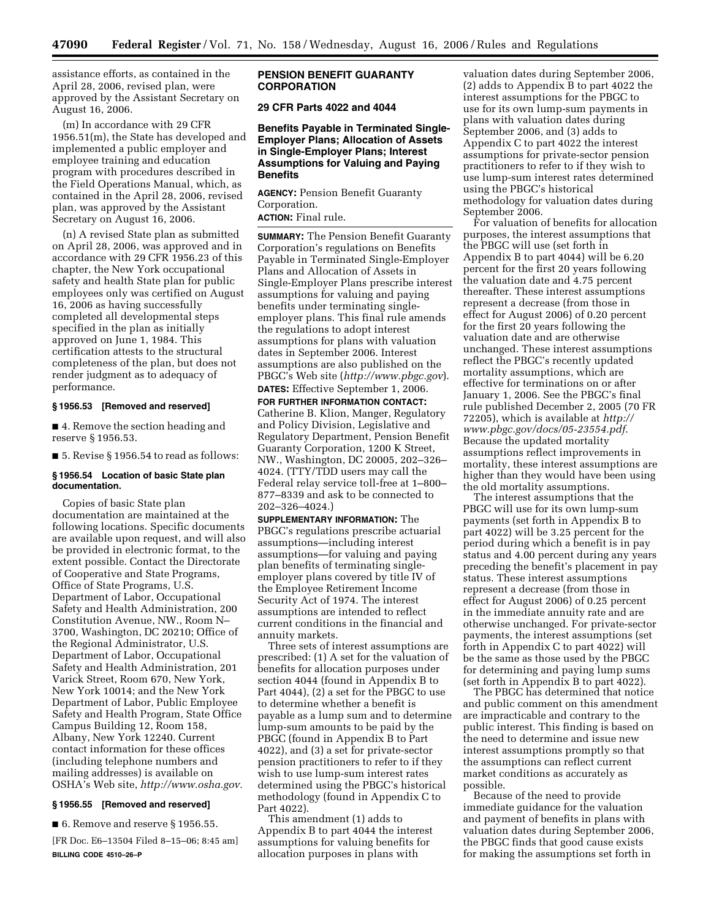assistance efforts, as contained in the April 28, 2006, revised plan, were approved by the Assistant Secretary on August 16, 2006.

(m) In accordance with 29 CFR 1956.51(m), the State has developed and implemented a public employer and employee training and education program with procedures described in the Field Operations Manual, which, as contained in the April 28, 2006, revised plan, was approved by the Assistant Secretary on August 16, 2006.

(n) A revised State plan as submitted on April 28, 2006, was approved and in accordance with 29 CFR 1956.23 of this chapter, the New York occupational safety and health State plan for public employees only was certified on August 16, 2006 as having successfully completed all developmental steps specified in the plan as initially approved on June 1, 1984. This certification attests to the structural completeness of the plan, but does not render judgment as to adequacy of performance.

### § 1956.53 [Removed and reserved]

■ 4. Remove the section heading and reserve § 1956.53.

■ 5. Revise § 1956.54 to read as follows:

### § 1956.54 Location of basic State plan documentation.

Copies of basic State plan documentation are maintained at the following locations. Specific documents are available upon request, and will also be provided in electronic format, to the extent possible. Contact the Directorate of Cooperative and State Programs, Office of State Programs, U.S. Department of Labor, Occupational Safety and Health Administration, 200 Constitution Avenue, NW., Room N–3700, Washington, DC 20210; Office of the Regional Administrator, U.S. Department of Labor, Occupational Safety and Health Administration, 201 Varick Street, Room 670, New York, New York 10014; and the New York Department of Labor, Public Employee Safety and Health Program, State Office Campus Building 12, Room 158, Albany, New York 12240. Current contact information for these offices (including telephone numbers and mailing addresses) is available on OSHA's Web site, *http://www.osha.gov.*

### § 1956.55 [Removed and reserved]

■ 6. Remove and reserve § 1956.55.

[FR Doc. E6–13504 Filed 8–15–06; 8:45 am]

**BILLING CODE 4510–26–P**

## PENSION BENEFIT GUARANTY CORPORATION

### 29 CFR Parts 4022 and 4044

### Benefits Payable in Terminated Single-Employer Plans; Allocation of Assets in Single-Employer Plans; Interest Assumptions for Valuing and Paying Benefits

**AGENCY:** Pension Benefit Guaranty Corporation.

**ACTION:** Final rule.

**SUMMARY:** The Pension Benefit Guaranty Corporation's regulations on Benefits Payable in Terminated Single-Employer Plans and Allocation of Assets in Single-Employer Plans prescribe interest assumptions for valuing and paying benefits under terminating single-employer plans. This final rule amends the regulations to adopt interest assumptions for plans with valuation dates in September 2006. Interest assumptions are also published on the PBGC's Web site (*http://www.pbgc.gov*).

**DATES:** Effective September 1, 2006.

**FOR FURTHER INFORMATION CONTACT:** Catherine B. Klion, Manger, Regulatory and Policy Division, Legislative and Regulatory Department, Pension Benefit Guaranty Corporation, 1200 K Street, NW., Washington, DC 20005, 202–326–4024. (TTY/TDD users may call the Federal relay service toll-free at 1–800–877–8339 and ask to be connected to 202–326–4024.)

**SUPPLEMENTARY INFORMATION:** The PBGC's regulations prescribe actuarial assumptions—including interest assumptions—for valuing and paying plan benefits of terminating single-employer plans covered by title IV of the Employee Retirement Income Security Act of 1974. The interest assumptions are intended to reflect current conditions in the financial and annuity markets.

Three sets of interest assumptions are prescribed: (1) A set for the valuation of benefits for allocation purposes under section 4044 (found in Appendix B to Part 4044), (2) a set for the PBGC to use to determine whether a benefit is payable as a lump sum and to determine lump-sum amounts to be paid by the PBGC (found in Appendix B to Part 4022), and (3) a set for private-sector pension practitioners to refer to if they wish to use lump-sum interest rates determined using the PBGC's historical methodology (found in Appendix C to Part 4022).

This amendment (1) adds to Appendix B to part 4044 the interest assumptions for valuing benefits for allocation purposes in plans with valuation dates during September 2006, (2) adds to Appendix B to part 4022 the interest assumptions for the PBGC to use for its own lump-sum payments in plans with valuation dates during September 2006, and (3) adds to Appendix C to part 4022 the interest assumptions for private-sector pension practitioners to refer to if they wish to use lump-sum interest rates determined using the PBGC's historical methodology for valuation dates during September 2006.

For valuation of benefits for allocation purposes, the interest assumptions that the PBGC will use (set forth in Appendix B to part 4044) will be 6.20 percent for the first 20 years following the valuation date and 4.75 percent thereafter. These interest assumptions represent a decrease (from those in effect for August 2006) of 0.20 percent for the first 20 years following the valuation date and are otherwise unchanged. These interest assumptions reflect the PBGC's recently updated mortality assumptions, which are effective for terminations on or after January 1, 2006. See the PBGC's final rule published December 2, 2005 (70 FR 72205), which is available at *http://www.pbgc.gov/docs/05-23554.pdf*. Because the updated mortality assumptions reflect improvements in mortality, these interest assumptions are higher than they would have been using the old mortality assumptions.

The interest assumptions that the PBGC will use for its own lump-sum payments (set forth in Appendix B to part 4022) will be 3.25 percent for the period during which a benefit is in pay status and 4.00 percent during any years preceding the benefit's placement in pay status. These interest assumptions represent a decrease (from those in effect for August 2006) of 0.25 percent in the immediate annuity rate and are otherwise unchanged. For private-sector payments, the interest assumptions (set forth in Appendix C to part 4022) will be the same as those used by the PBGC for determining and paying lump sums (set forth in Appendix B to part 4022).

The PBGC has determined that notice and public comment on this amendment are impracticable and contrary to the public interest. This finding is based on the need to determine and issue new interest assumptions promptly so that the assumptions can reflect current market conditions as accurately as possible.

Because of the need to provide immediate guidance for the valuation and payment of benefits in plans with valuation dates during September 2006, the PBGC finds that good cause exists for making the assumptions set forth in